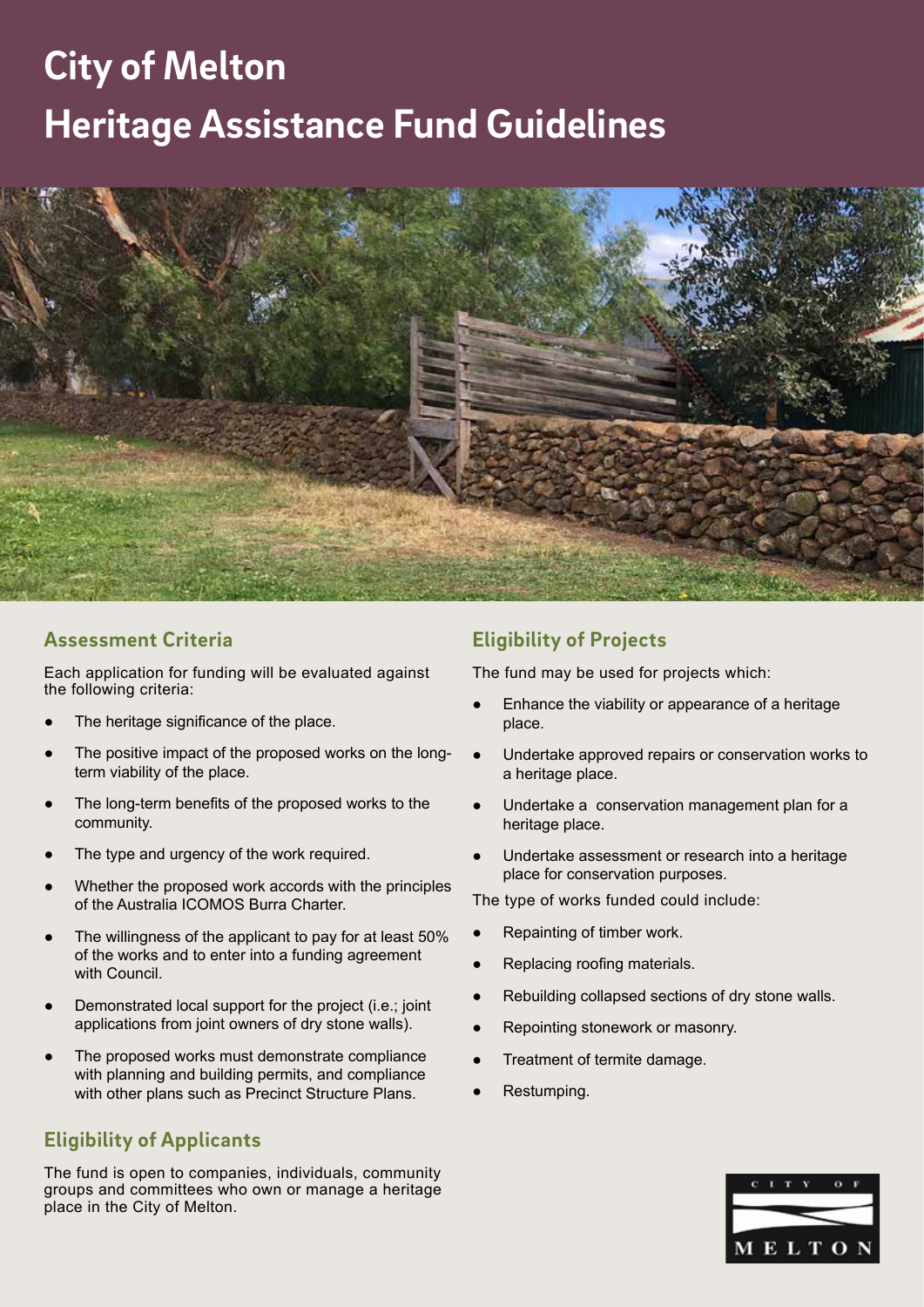# City of Melton

# Heritage Assistance Fund Guidelines

## Assessment Criteria

Each application for funding will be evaluated against the following criteria:

- The heritage significance of the place.
- The positive impact of the proposed works on the long-term viability of the place.
- The long-term benefits of the proposed works to the community.
- The type and urgency of the work required.
- Whether the proposed work accords with the principles of the Australia ICOMOS Burra Charter.
- The willingness of the applicant to pay for at least 50% of the works and to enter into a funding agreement with Council.
- Demonstrated local support for the project (i.e.; joint applications from joint owners of dry stone walls).
- The proposed works must demonstrate compliance with planning and building permits, and compliance with other plans such as Precinct Structure Plans.

## Eligibility of Applicants

The fund is open to companies, individuals, community groups and committees who own or manage a heritage place in the City of Melton.

## Eligibility of Projects

The fund may be used for projects which:

- Enhance the viability or appearance of a heritage place.
- Undertake approved repairs or conservation works to a heritage place.
- Undertake a conservation management plan for a heritage place.
- Undertake assessment or research into a heritage place for conservation purposes.

The type of works funded could include:

- Repainting of timber work.
- Replacing roofing materials.
- Rebuilding collapsed sections of dry stone walls.
- Repointing stonework or masonry.
- Treatment of termite damage.
- Restumping.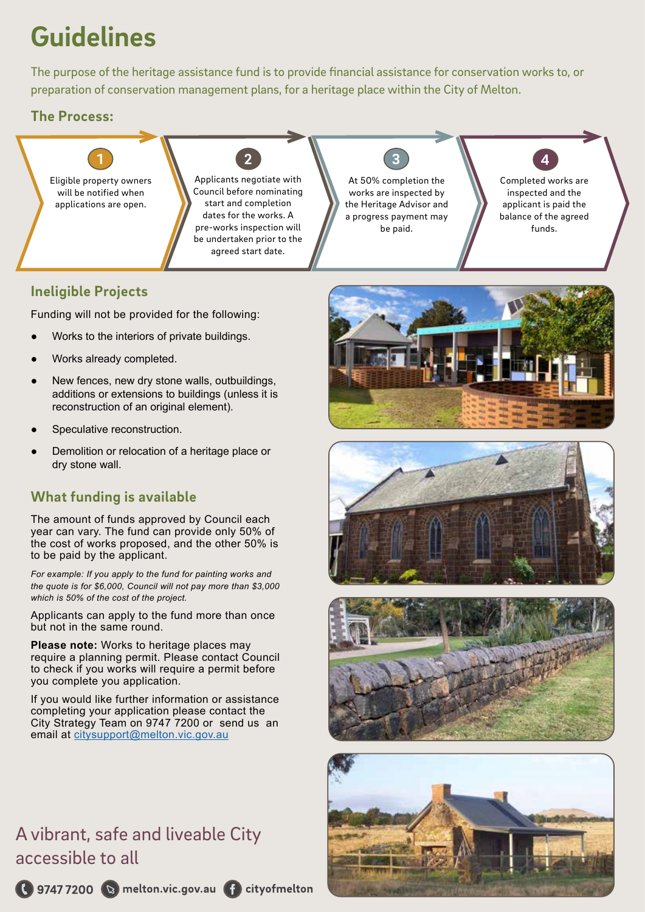# Guidelines

The purpose of the heritage assistance fund is to provide financial assistance for conservation works to, or preparation of conservation management plans, for a heritage place within the City of Melton.

## The Process:

1. Eligible property owners will be notified when applications are open.
2. Applicants negotiate with Council before nominating start and completion dates for the works. A pre-works inspection will be undertaken prior to the agreed start date.
3. At 50% completion the works are inspected by the Heritage Advisor and a progress payment may be paid.
4. Completed works are inspected and the applicant is paid the balance of the agreed funds.

## Ineligible Projects

Funding will not be provided for the following:

- Works to the interiors of private buildings.
- Works already completed.
- New fences, new dry stone walls, outbuildings, additions or extensions to buildings (unless it is reconstruction of an original element).
- Speculative reconstruction.
- Demolition or relocation of a heritage place or dry stone wall.

## What funding is available

The amount of funds approved by Council each year can vary. The fund can provide only 50% of the cost of works proposed, and the other 50% is to be paid by the applicant.

*For example: If you apply to the fund for painting works and the quote is for $6,000, Council will not pay more than $3,000 which is 50% of the cost of the project.*

Applicants can apply to the fund more than once but not in the same round.

**Please note:** Works to heritage places may require a planning permit. Please contact Council to check if you works will require a permit before you complete you application.

If you would like further information or assistance completing your application please contact the City Strategy Team on 9747 7200 or send us an email at citysupport@melton.vic.gov.au

A vibrant, safe and liveable City accessible to all

9747 7200 melton.vic.gov.au cityofmelton